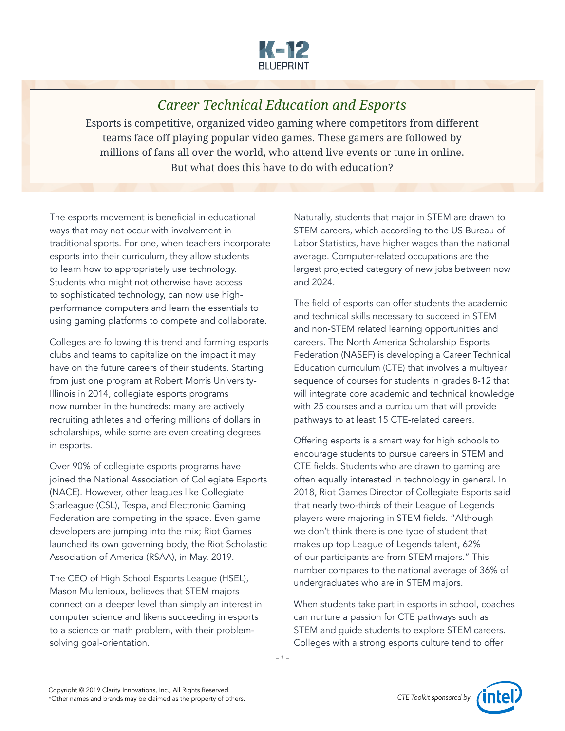# Career Technical Education and Esports

Esports is competitive, organized video gaming where competitors from different teams face off playing popular video games. These gamers are followed by millions of fans all over the world, who attend live events or tune in online. But what does this have to do with education?

The esports movement is beneficial in educational ways that may not occur with involvement in traditional sports. For one, when teachers incorporate esports into their curriculum, they allow students to learn how to appropriately use technology. Students who might not otherwise have access to sophisticated technology, can now use high-performance computers and learn the essentials to using gaming platforms to compete and collaborate.

Colleges are following this trend and forming esports clubs and teams to capitalize on the impact it may have on the future careers of their students. Starting from just one program at Robert Morris University-Illinois in 2014, collegiate esports programs now number in the hundreds: many are actively recruiting athletes and offering millions of dollars in scholarships, while some are even creating degrees in esports.

Over 90% of collegiate esports programs have joined the National Association of Collegiate Esports (NACE). However, other leagues like Collegiate Starleague (CSL), Tespa, and Electronic Gaming Federation are competing in the space. Even game developers are jumping into the mix; Riot Games launched its own governing body, the Riot Scholastic Association of America (RSAA), in May, 2019.

The CEO of High School Esports League (HSEL), Mason Mullenioux, believes that STEM majors connect on a deeper level than simply an interest in computer science and likens succeeding in esports to a science or math problem, with their problem-solving goal-orientation.

Naturally, students that major in STEM are drawn to STEM careers, which according to the US Bureau of Labor Statistics, have higher wages than the national average. Computer-related occupations are the largest projected category of new jobs between now and 2024.

The field of esports can offer students the academic and technical skills necessary to succeed in STEM and non-STEM related learning opportunities and careers. The North America Scholarship Esports Federation (NASEF) is developing a Career Technical Education curriculum (CTE) that involves a multiyear sequence of courses for students in grades 8-12 that will integrate core academic and technical knowledge with 25 courses and a curriculum that will provide pathways to at least 15 CTE-related careers.

Offering esports is a smart way for high schools to encourage students to pursue careers in STEM and CTE fields. Students who are drawn to gaming are often equally interested in technology in general. In 2018, Riot Games Director of Collegiate Esports said that nearly two-thirds of their League of Legends players were majoring in STEM fields. "Although we don't think there is one type of student that makes up top League of Legends talent, 62% of our participants are from STEM majors." This number compares to the national average of 36% of undergraduates who are in STEM majors.

When students take part in esports in school, coaches can nurture a passion for CTE pathways such as STEM and guide students to explore STEM careers. Colleges with a strong esports culture tend to offer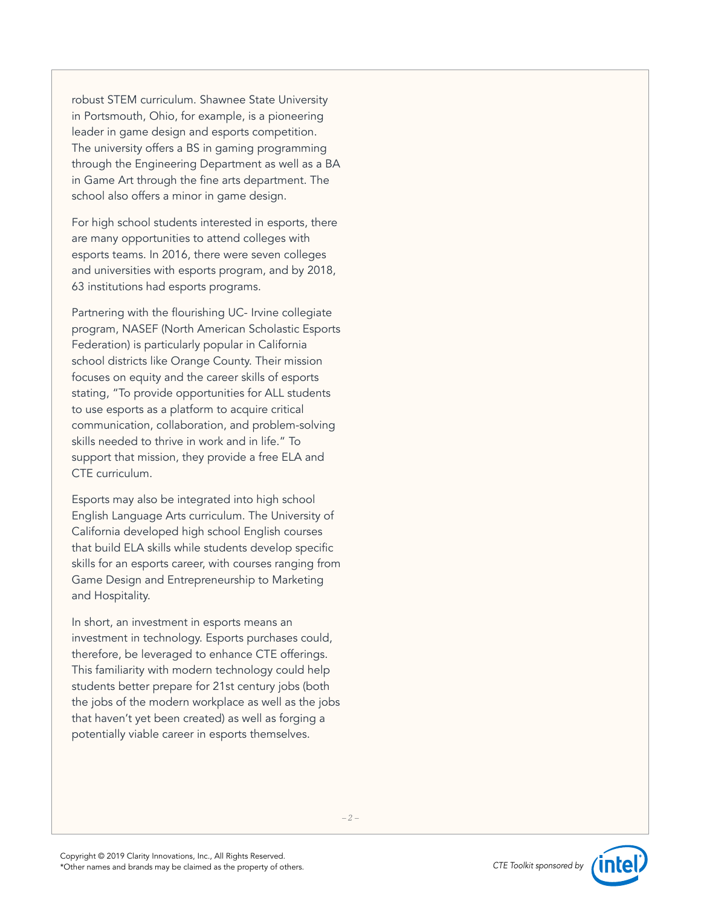robust STEM curriculum. Shawnee State University in Portsmouth, Ohio, for example, is a pioneering leader in game design and esports competition. The university offers a BS in gaming programming through the Engineering Department as well as a BA in Game Art through the fine arts department. The school also offers a minor in game design.

For high school students interested in esports, there are many opportunities to attend colleges with esports teams. In 2016, there were seven colleges and universities with esports program, and by 2018, 63 institutions had esports programs.

Partnering with the flourishing UC- Irvine collegiate program, NASEF (North American Scholastic Esports Federation) is particularly popular in California school districts like Orange County. Their mission focuses on equity and the career skills of esports stating, "To provide opportunities for ALL students to use esports as a platform to acquire critical communication, collaboration, and problem-solving skills needed to thrive in work and in life." To support that mission, they provide a free ELA and CTE curriculum.

Esports may also be integrated into high school English Language Arts curriculum. The University of California developed high school English courses that build ELA skills while students develop specific skills for an esports career, with courses ranging from Game Design and Entrepreneurship to Marketing and Hospitality.

In short, an investment in esports means an investment in technology. Esports purchases could, therefore, be leveraged to enhance CTE offerings. This familiarity with modern technology could help students better prepare for 21st century jobs (both the jobs of the modern workplace as well as the jobs that haven't yet been created) as well as forging a potentially viable career in esports themselves.